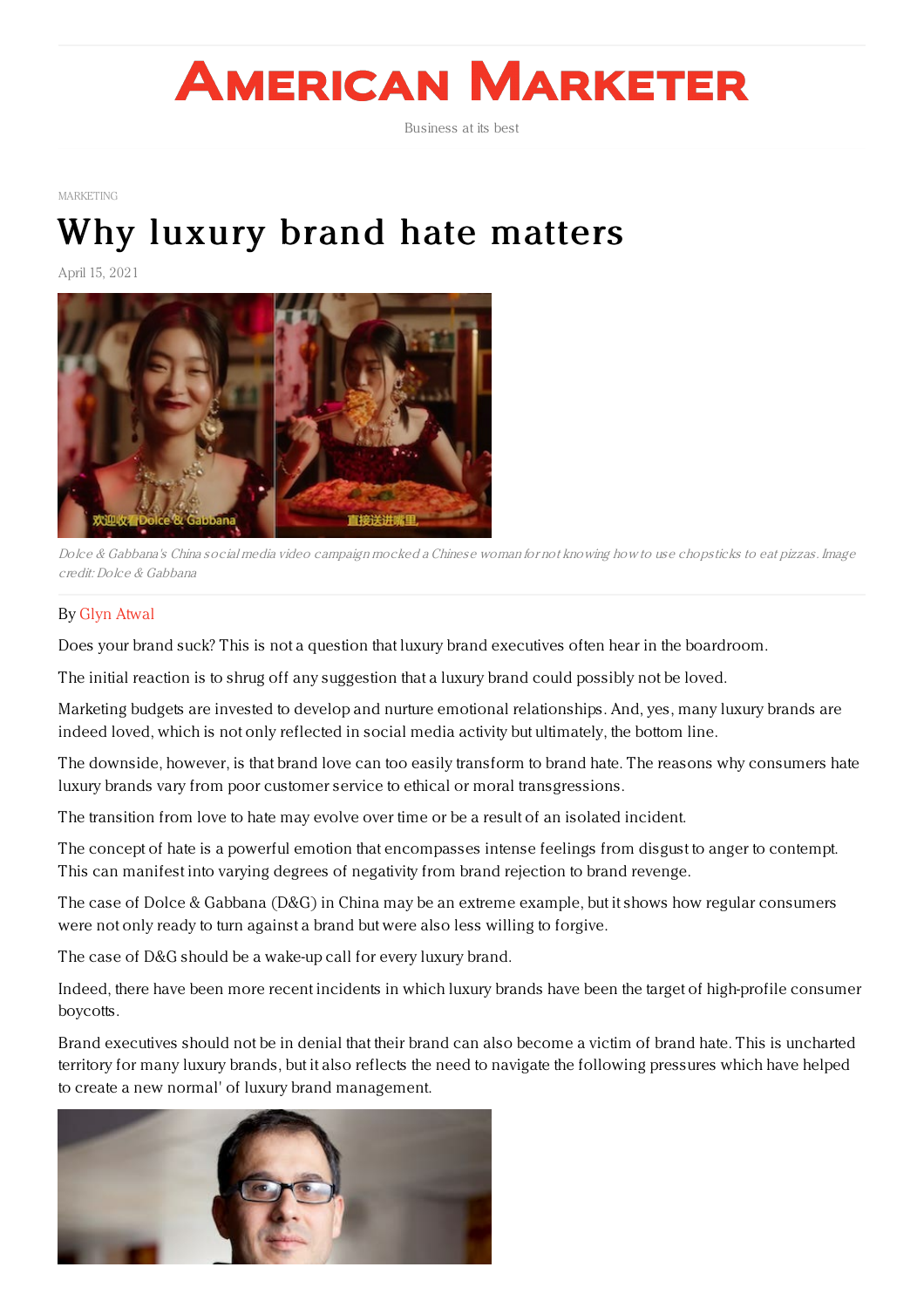# American Marketer

Business at its best

MARKETING

# Why luxury brand hate matters

April 15, 2021

*Dolce & Gabbana's China social media video campaign mocked a Chinese woman for not knowing how to use chopsticks to eat pizzas. Image credit: Dolce & Gabbana*

By Glyn Atwal

Does your brand suck? This is not a question that luxury brand executives often hear in the boardroom.

The initial reaction is to shrug off any suggestion that a luxury brand could possibly not be loved.

Marketing budgets are invested to develop and nurture emotional relationships. And, yes, many luxury brands are indeed loved, which is not only reflected in social media activity but ultimately, the bottom line.

The downside, however, is that brand love can too easily transform to brand hate. The reasons why consumers hate luxury brands vary from poor customer service to ethical or moral transgressions.

The transition from love to hate may evolve over time or be a result of an isolated incident.

The concept of hate is a powerful emotion that encompasses intense feelings from disgust to anger to contempt. This can manifest into varying degrees of negativity from brand rejection to brand revenge.

The case of Dolce & Gabbana (D&G) in China may be an extreme example, but it shows how regular consumers were not only ready to turn against a brand but were also less willing to forgive.

The case of D&G should be a wake-up call for every luxury brand.

Indeed, there have been more recent incidents in which luxury brands have been the target of high-profile consumer boycotts.

Brand executives should not be in denial that their brand can also become a victim of brand hate. This is uncharted territory for many luxury brands, but it also reflects the need to navigate the following pressures which have helped to create a new normal' of luxury brand management.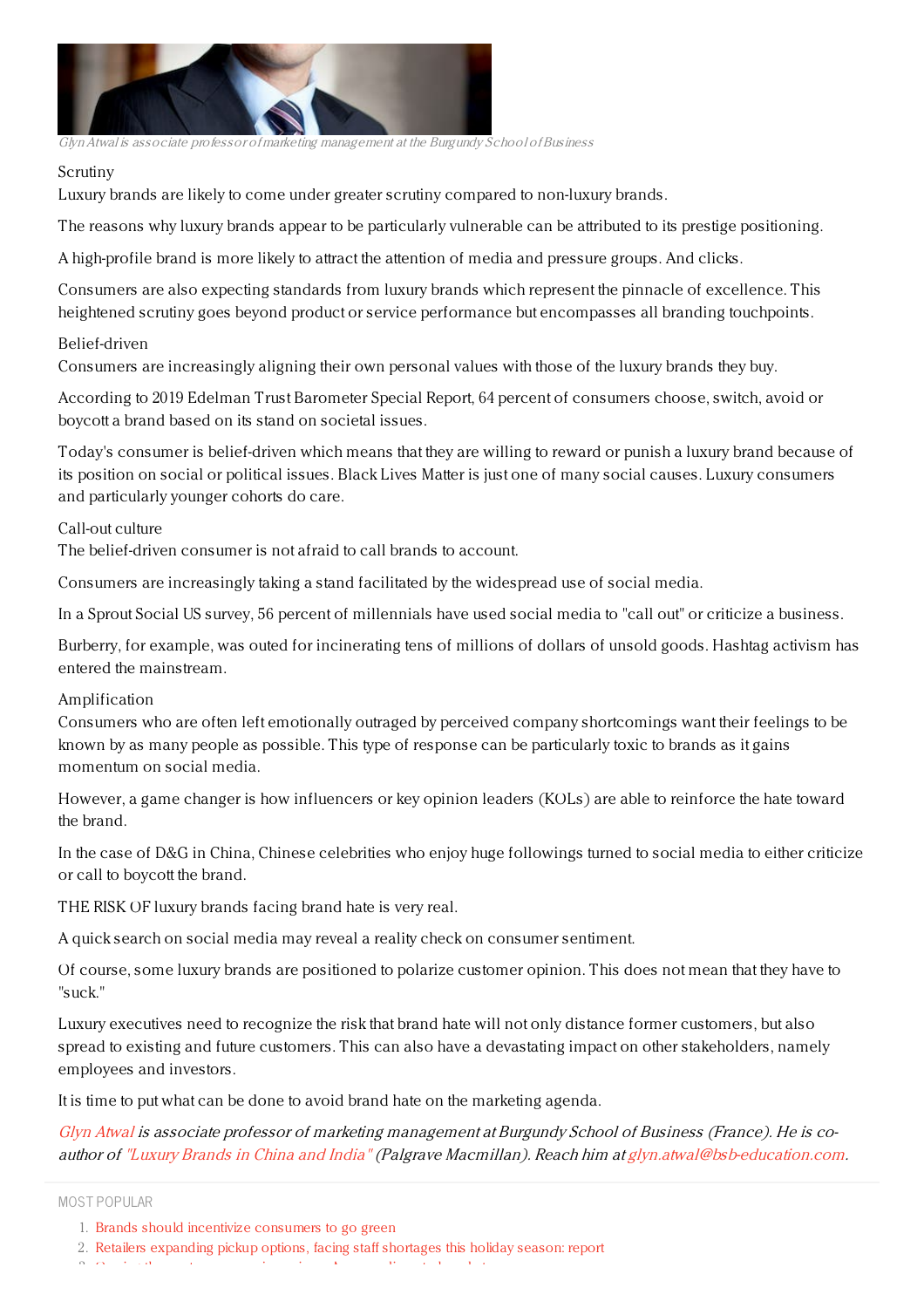*Glyn Atwal is associate professor of marketing management at the Burgundy School of Business*

### Scrutiny

Luxury brands are likely to come under greater scrutiny compared to non-luxury brands.

The reasons why luxury brands appear to be particularly vulnerable can be attributed to its prestige positioning.

A high-profile brand is more likely to attract the attention of media and pressure groups. And clicks.

Consumers are also expecting standards from luxury brands which represent the pinnacle of excellence. This heightened scrutiny goes beyond product or service performance but encompasses all branding touchpoints.

### Belief-driven

Consumers are increasingly aligning their own personal values with those of the luxury brands they buy.

According to 2019 Edelman Trust Barometer Special Report, 64 percent of consumers choose, switch, avoid or boycott a brand based on its stand on societal issues.

Today's consumer is belief-driven which means that they are willing to reward or punish a luxury brand because of its position on social or political issues. Black Lives Matter is just one of many social causes. Luxury consumers and particularly younger cohorts do care.

### Call-out culture

The belief-driven consumer is not afraid to call brands to account.

Consumers are increasingly taking a stand facilitated by the widespread use of social media.

In a Sprout Social US survey, 56 percent of millennials have used social media to "call out" or criticize a business.

Burberry, for example, was outed for incinerating tens of millions of dollars of unsold goods. Hashtag activism has entered the mainstream.

### Amplification

Consumers who are often left emotionally outraged by perceived company shortcomings want their feelings to be known by as many people as possible. This type of response can be particularly toxic to brands as it gains momentum on social media.

However, a game changer is how influencers or key opinion leaders (KOLs) are able to reinforce the hate toward the brand.

In the case of D&G in China, Chinese celebrities who enjoy huge followings turned to social media to either criticize or call to boycott the brand.

THE RISK OF luxury brands facing brand hate is very real.

A quick search on social media may reveal a reality check on consumer sentiment.

Of course, some luxury brands are positioned to polarize customer opinion. This does not mean that they have to "suck."

Luxury executives need to recognize the risk that brand hate will not only distance former customers, but also spread to existing and future customers. This can also have a devastating impact on other stakeholders, namely employees and investors.

It is time to put what can be done to avoid brand hate on the marketing agenda.

*Glyn Atwal is associate professor of marketing management at Burgundy School of Business (France). He is co-author of "Luxury Brands in China and India" (Palgrave Macmillan). Reach him at glyn.atwal@bsb-education.com.*

MOST POPULAR

1. Brands should incentivize consumers to go green
2. Retailers expanding pickup options, facing staff shortages this holiday season: report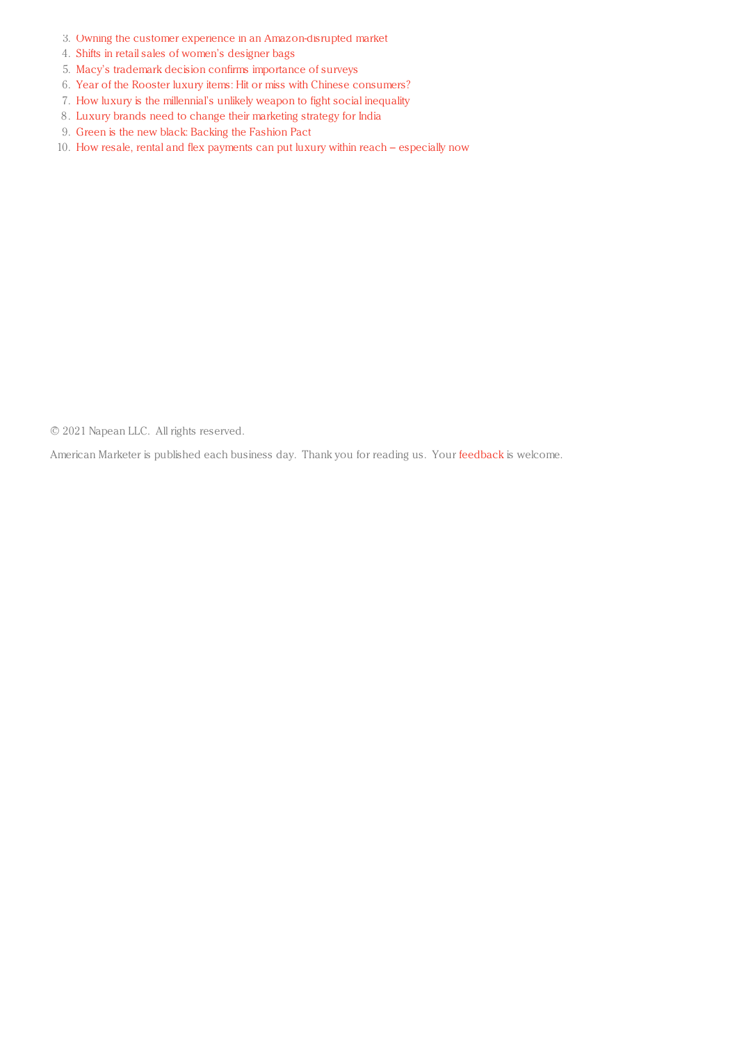3. Owning the customer experience in an Amazon-disrupted market
4. Shifts in retail sales of women's designer bags
5. Macy's trademark decision confirms importance of surveys
6. Year of the Rooster luxury items: Hit or miss with Chinese consumers?
7. How luxury is the millennial's unlikely weapon to fight social inequality
8. Luxury brands need to change their marketing strategy for India
9. Green is the new black: Backing the Fashion Pact
10. How resale, rental and flex payments can put luxury within reach – especially now

© 2021 Napean LLC. All rights reserved.

American Marketer is published each business day. Thank you for reading us. Your feedback is welcome.